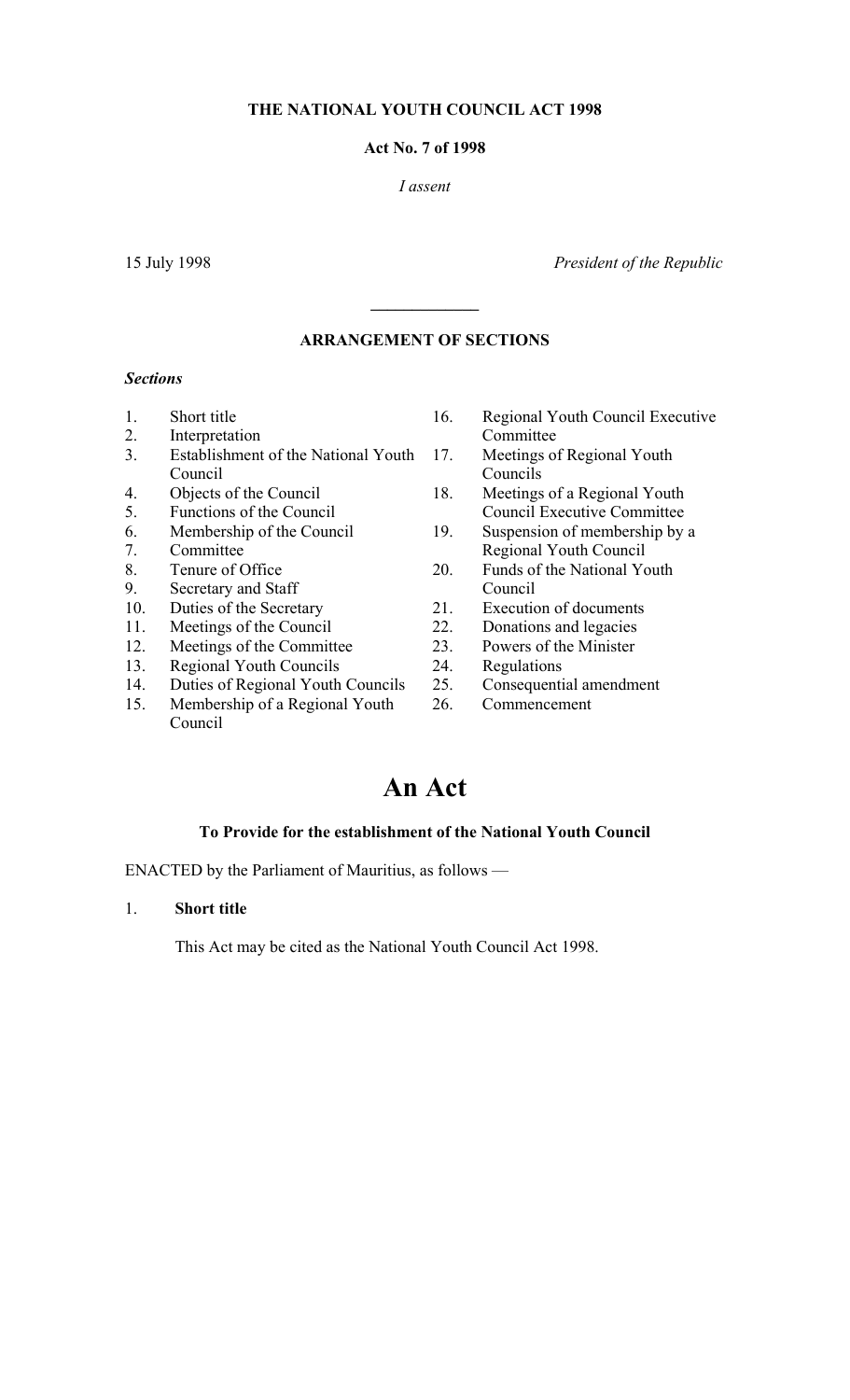**THE NATIONAL YOUTH COUNCIL ACT 1998**

**Act No. 7 of 1998**

*I assent*

15 July 1998 *President of the Republic*

---

**ARRANGEMENT OF SECTIONS**

***Sections***

1. Short title
2. Interpretation
3. Establishment of the National Youth Council
4. Objects of the Council
5. Functions of the Council
6. Membership of the Council
7. Committee
8. Tenure of Office
9. Secretary and Staff
10. Duties of the Secretary
11. Meetings of the Council
12. Meetings of the Committee
13. Regional Youth Councils
14. Duties of Regional Youth Councils
15. Membership of a Regional Youth Council
16. Regional Youth Council Executive Committee
17. Meetings of Regional Youth Councils
18. Meetings of a Regional Youth Council Executive Committee
19. Suspension of membership by a Regional Youth Council
20. Funds of the National Youth Council
21. Execution of documents
22. Donations and legacies
23. Powers of the Minister
24. Regulations
25. Consequential amendment
26. Commencement

# An Act

**To Provide for the establishment of the National Youth Council**

ENACTED by the Parliament of Mauritius, as follows —

1. **Short title**

This Act may be cited as the National Youth Council Act 1998.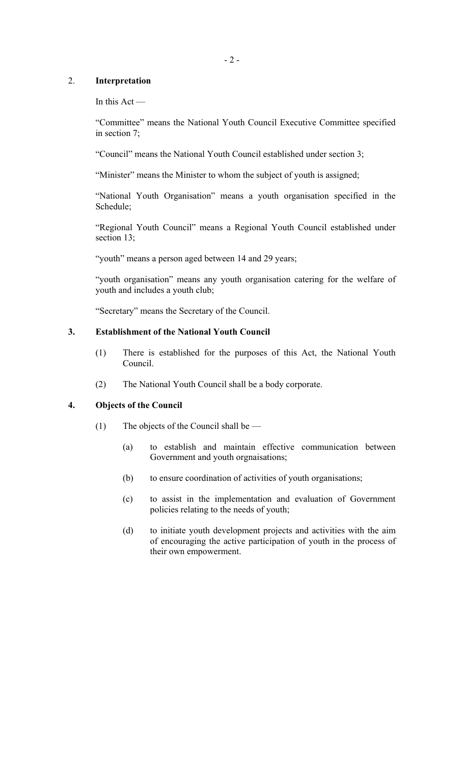## 2. Interpretation

In this Act —

"Committee" means the National Youth Council Executive Committee specified in section 7;

"Council" means the National Youth Council established under section 3;

"Minister" means the Minister to whom the subject of youth is assigned;

"National Youth Organisation" means a youth organisation specified in the Schedule;

"Regional Youth Council" means a Regional Youth Council established under section 13;

"youth" means a person aged between 14 and 29 years;

"youth organisation" means any youth organisation catering for the welfare of youth and includes a youth club;

"Secretary" means the Secretary of the Council.

## 3. Establishment of the National Youth Council

(1) There is established for the purposes of this Act, the National Youth Council.

(2) The National Youth Council shall be a body corporate.

## 4. Objects of the Council

(1) The objects of the Council shall be —

(a) to establish and maintain effective communication between Government and youth orgnaisations;

(b) to ensure coordination of activities of youth organisations;

(c) to assist in the implementation and evaluation of Government policies relating to the needs of youth;

(d) to initiate youth development projects and activities with the aim of encouraging the active participation of youth in the process of their own empowerment.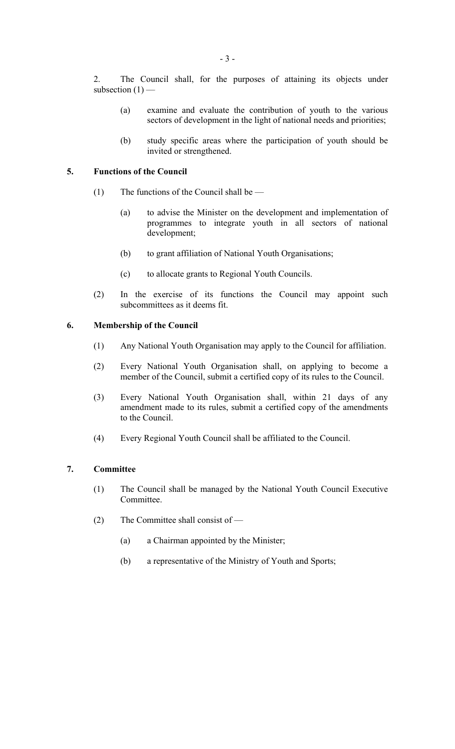2. The Council shall, for the purposes of attaining its objects under subsection (1) —

   (a) examine and evaluate the contribution of youth to the various sectors of development in the light of national needs and priorities;

   (b) study specific areas where the participation of youth should be invited or strengthened.

## 5. Functions of the Council

(1) The functions of the Council shall be —

   (a) to advise the Minister on the development and implementation of programmes to integrate youth in all sectors of national development;

   (b) to grant affiliation of National Youth Organisations;

   (c) to allocate grants to Regional Youth Councils.

(2) In the exercise of its functions the Council may appoint such subcommittees as it deems fit.

## 6. Membership of the Council

(1) Any National Youth Organisation may apply to the Council for affiliation.

(2) Every National Youth Organisation shall, on applying to become a member of the Council, submit a certified copy of its rules to the Council.

(3) Every National Youth Organisation shall, within 21 days of any amendment made to its rules, submit a certified copy of the amendments to the Council.

(4) Every Regional Youth Council shall be affiliated to the Council.

## 7. Committee

(1) The Council shall be managed by the National Youth Council Executive Committee.

(2) The Committee shall consist of —

   (a) a Chairman appointed by the Minister;

   (b) a representative of the Ministry of Youth and Sports;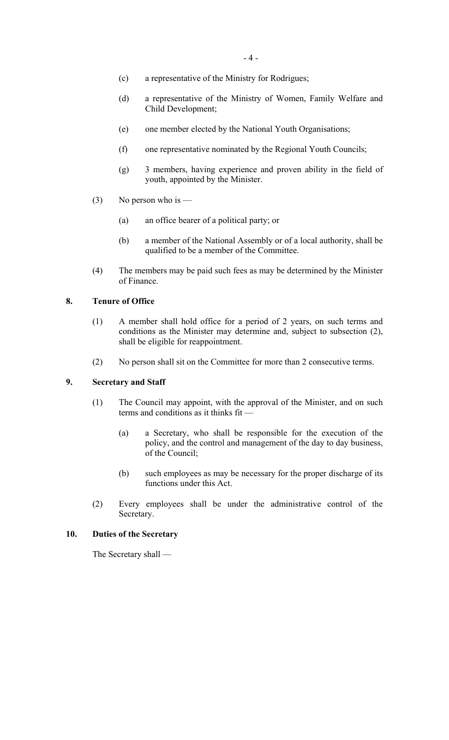(c) a representative of the Ministry for Rodrigues;

(d) a representative of the Ministry of Women, Family Welfare and Child Development;

(e) one member elected by the National Youth Organisations;

(f) one representative nominated by the Regional Youth Councils;

(g) 3 members, having experience and proven ability in the field of youth, appointed by the Minister.

(3) No person who is —

(a) an office bearer of a political party; or

(b) a member of the National Assembly or of a local authority, shall be qualified to be a member of the Committee.

(4) The members may be paid such fees as may be determined by the Minister of Finance.

**8. Tenure of Office**

(1) A member shall hold office for a period of 2 years, on such terms and conditions as the Minister may determine and, subject to subsection (2), shall be eligible for reappointment.

(2) No person shall sit on the Committee for more than 2 consecutive terms.

**9. Secretary and Staff**

(1) The Council may appoint, with the approval of the Minister, and on such terms and conditions as it thinks fit —

(a) a Secretary, who shall be responsible for the execution of the policy, and the control and management of the day to day business, of the Council;

(b) such employees as may be necessary for the proper discharge of its functions under this Act.

(2) Every employees shall be under the administrative control of the Secretary.

**10. Duties of the Secretary**

The Secretary shall —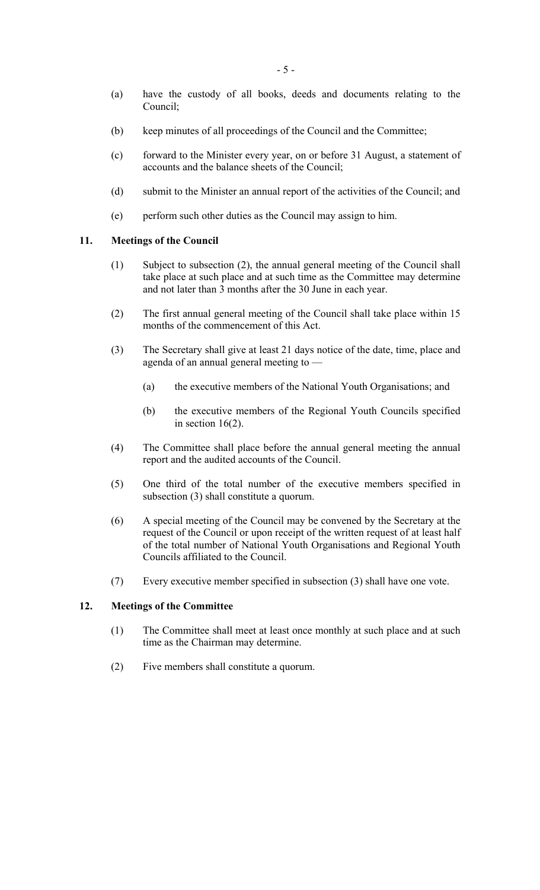(a) have the custody of all books, deeds and documents relating to the Council;

(b) keep minutes of all proceedings of the Council and the Committee;

(c) forward to the Minister every year, on or before 31 August, a statement of accounts and the balance sheets of the Council;

(d) submit to the Minister an annual report of the activities of the Council; and

(e) perform such other duties as the Council may assign to him.

### 11. Meetings of the Council

(1) Subject to subsection (2), the annual general meeting of the Council shall take place at such place and at such time as the Committee may determine and not later than 3 months after the 30 June in each year.

(2) The first annual general meeting of the Council shall take place within 15 months of the commencement of this Act.

(3) The Secretary shall give at least 21 days notice of the date, time, place and agenda of an annual general meeting to —

 (a) the executive members of the National Youth Organisations; and

 (b) the executive members of the Regional Youth Councils specified in section 16(2).

(4) The Committee shall place before the annual general meeting the annual report and the audited accounts of the Council.

(5) One third of the total number of the executive members specified in subsection (3) shall constitute a quorum.

(6) A special meeting of the Council may be convened by the Secretary at the request of the Council or upon receipt of the written request of at least half of the total number of National Youth Organisations and Regional Youth Councils affiliated to the Council.

(7) Every executive member specified in subsection (3) shall have one vote.

### 12. Meetings of the Committee

(1) The Committee shall meet at least once monthly at such place and at such time as the Chairman may determine.

(2) Five members shall constitute a quorum.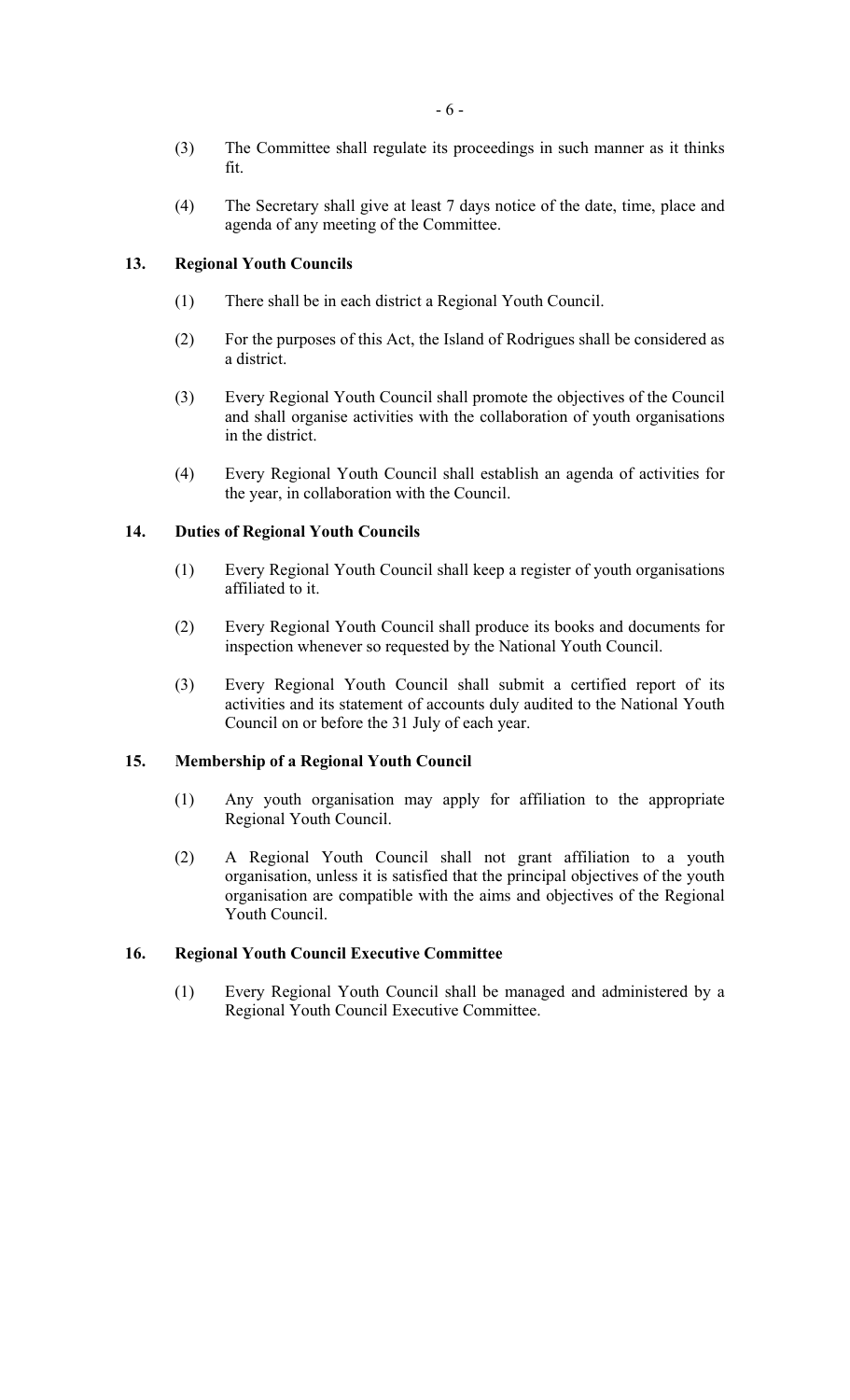(3) The Committee shall regulate its proceedings in such manner as it thinks fit.

(4) The Secretary shall give at least 7 days notice of the date, time, place and agenda of any meeting of the Committee.

**13. Regional Youth Councils**

(1) There shall be in each district a Regional Youth Council.

(2) For the purposes of this Act, the Island of Rodrigues shall be considered as a district.

(3) Every Regional Youth Council shall promote the objectives of the Council and shall organise activities with the collaboration of youth organisations in the district.

(4) Every Regional Youth Council shall establish an agenda of activities for the year, in collaboration with the Council.

**14. Duties of Regional Youth Councils**

(1) Every Regional Youth Council shall keep a register of youth organisations affiliated to it.

(2) Every Regional Youth Council shall produce its books and documents for inspection whenever so requested by the National Youth Council.

(3) Every Regional Youth Council shall submit a certified report of its activities and its statement of accounts duly audited to the National Youth Council on or before the 31 July of each year.

**15. Membership of a Regional Youth Council**

(1) Any youth organisation may apply for affiliation to the appropriate Regional Youth Council.

(2) A Regional Youth Council shall not grant affiliation to a youth organisation, unless it is satisfied that the principal objectives of the youth organisation are compatible with the aims and objectives of the Regional Youth Council.

**16. Regional Youth Council Executive Committee**

(1) Every Regional Youth Council shall be managed and administered by a Regional Youth Council Executive Committee.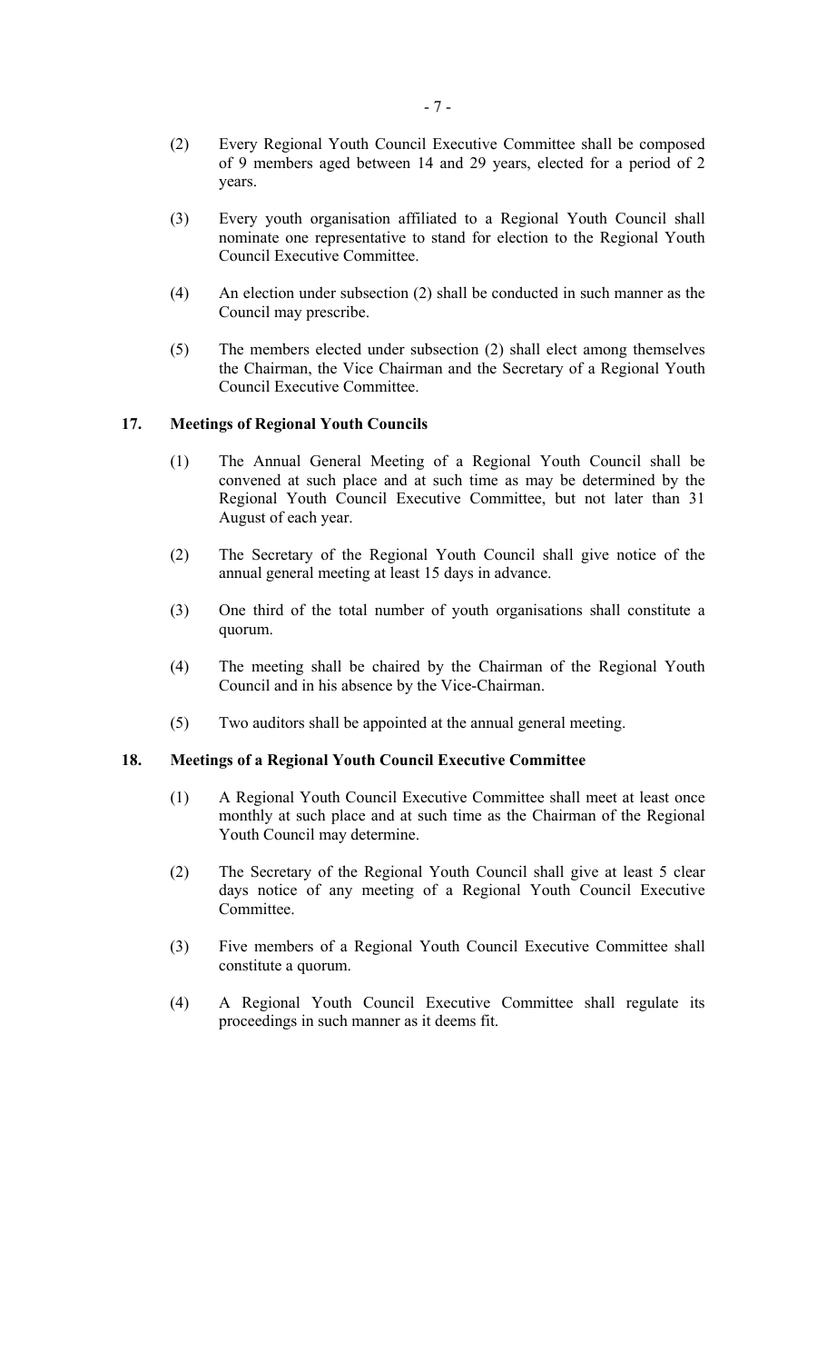(2) Every Regional Youth Council Executive Committee shall be composed of 9 members aged between 14 and 29 years, elected for a period of 2 years.

(3) Every youth organisation affiliated to a Regional Youth Council shall nominate one representative to stand for election to the Regional Youth Council Executive Committee.

(4) An election under subsection (2) shall be conducted in such manner as the Council may prescribe.

(5) The members elected under subsection (2) shall elect among themselves the Chairman, the Vice Chairman and the Secretary of a Regional Youth Council Executive Committee.

**17. Meetings of Regional Youth Councils**

(1) The Annual General Meeting of a Regional Youth Council shall be convened at such place and at such time as may be determined by the Regional Youth Council Executive Committee, but not later than 31 August of each year.

(2) The Secretary of the Regional Youth Council shall give notice of the annual general meeting at least 15 days in advance.

(3) One third of the total number of youth organisations shall constitute a quorum.

(4) The meeting shall be chaired by the Chairman of the Regional Youth Council and in his absence by the Vice-Chairman.

(5) Two auditors shall be appointed at the annual general meeting.

**18. Meetings of a Regional Youth Council Executive Committee**

(1) A Regional Youth Council Executive Committee shall meet at least once monthly at such place and at such time as the Chairman of the Regional Youth Council may determine.

(2) The Secretary of the Regional Youth Council shall give at least 5 clear days notice of any meeting of a Regional Youth Council Executive Committee.

(3) Five members of a Regional Youth Council Executive Committee shall constitute a quorum.

(4) A Regional Youth Council Executive Committee shall regulate its proceedings in such manner as it deems fit.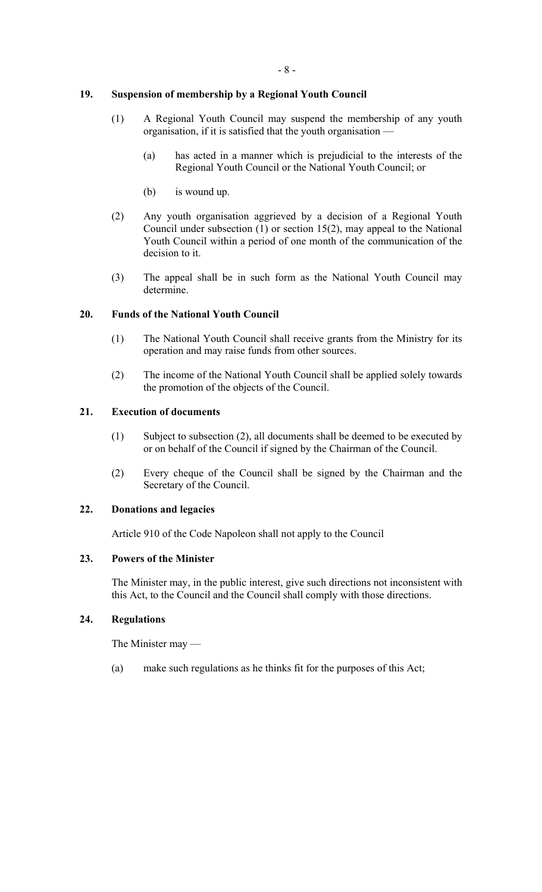## 19. Suspension of membership by a Regional Youth Council

(1) A Regional Youth Council may suspend the membership of any youth organisation, if it is satisfied that the youth organisation —

(a) has acted in a manner which is prejudicial to the interests of the Regional Youth Council or the National Youth Council; or

(b) is wound up.

(2) Any youth organisation aggrieved by a decision of a Regional Youth Council under subsection (1) or section 15(2), may appeal to the National Youth Council within a period of one month of the communication of the decision to it.

(3) The appeal shall be in such form as the National Youth Council may determine.

## 20. Funds of the National Youth Council

(1) The National Youth Council shall receive grants from the Ministry for its operation and may raise funds from other sources.

(2) The income of the National Youth Council shall be applied solely towards the promotion of the objects of the Council.

## 21. Execution of documents

(1) Subject to subsection (2), all documents shall be deemed to be executed by or on behalf of the Council if signed by the Chairman of the Council.

(2) Every cheque of the Council shall be signed by the Chairman and the Secretary of the Council.

## 22. Donations and legacies

Article 910 of the Code Napoleon shall not apply to the Council

## 23. Powers of the Minister

The Minister may, in the public interest, give such directions not inconsistent with this Act, to the Council and the Council shall comply with those directions.

## 24. Regulations

The Minister may —

(a) make such regulations as he thinks fit for the purposes of this Act;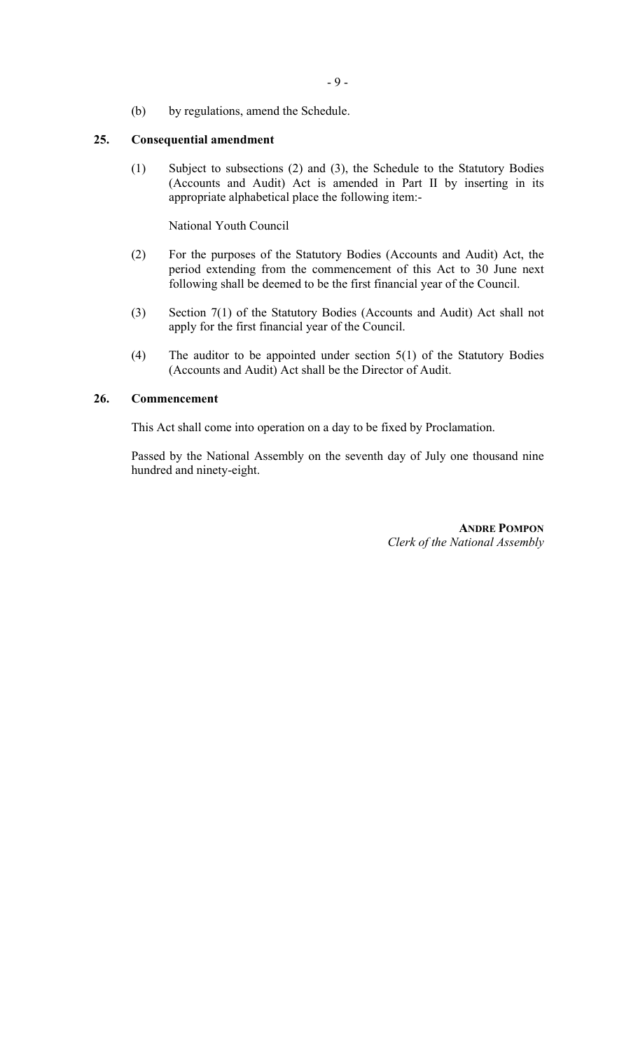(b) by regulations, amend the Schedule.

**25. Consequential amendment**

(1) Subject to subsections (2) and (3), the Schedule to the Statutory Bodies (Accounts and Audit) Act is amended in Part II by inserting in its appropriate alphabetical place the following item:-

National Youth Council

(2) For the purposes of the Statutory Bodies (Accounts and Audit) Act, the period extending from the commencement of this Act to 30 June next following shall be deemed to be the first financial year of the Council.

(3) Section 7(1) of the Statutory Bodies (Accounts and Audit) Act shall not apply for the first financial year of the Council.

(4) The auditor to be appointed under section 5(1) of the Statutory Bodies (Accounts and Audit) Act shall be the Director of Audit.

**26. Commencement**

This Act shall come into operation on a day to be fixed by Proclamation.

Passed by the National Assembly on the seventh day of July one thousand nine hundred and ninety-eight.

**ANDRE POMPON**
*Clerk of the National Assembly*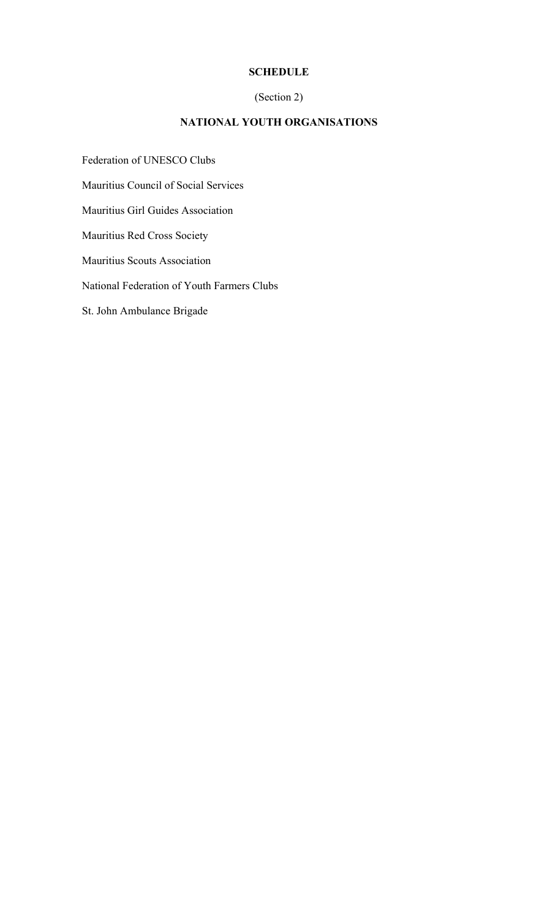**SCHEDULE**

(Section 2)

**NATIONAL YOUTH ORGANISATIONS**

Federation of UNESCO Clubs

Mauritius Council of Social Services

Mauritius Girl Guides Association

Mauritius Red Cross Society

Mauritius Scouts Association

National Federation of Youth Farmers Clubs

St. John Ambulance Brigade